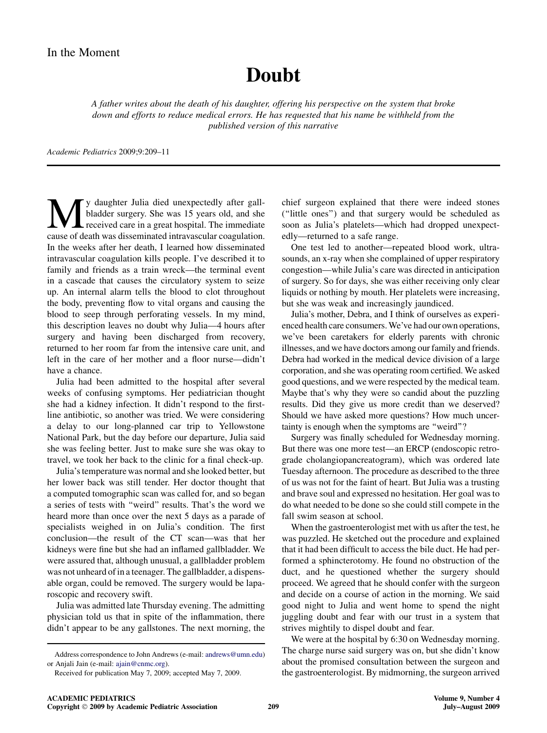In the Moment

# Doubt

*A father writes about the death of his daughter, offering his perspective on the system that broke down and efforts to reduce medical errors. He has requested that his name be withheld from the published version of this narrative*

*Academic Pediatrics* 2009;9:209–11

My daughter Julia died unexpectedly after gallbladder surgery. She was 15 years old, and she received care in a great hospital. The immediate cause of death was disseminated intravascular coagulation. In the weeks after her death, I learned how disseminated intravascular coagulation kills people. I've described it to family and friends as a train wreck—the terminal event in a cascade that causes the circulatory system to seize up. An internal alarm tells the blood to clot throughout the body, preventing flow to vital organs and causing the blood to seep through perforating vessels. In my mind, this description leaves no doubt why Julia—4 hours after surgery and having been discharged from recovery, returned to her room far from the intensive care unit, and left in the care of her mother and a floor nurse—didn't have a chance.

Julia had been admitted to the hospital after several weeks of confusing symptoms. Her pediatrician thought she had a kidney infection. It didn't respond to the first-line antibiotic, so another was tried. We were considering a delay to our long-planned car trip to Yellowstone National Park, but the day before our departure, Julia said she was feeling better. Just to make sure she was okay to travel, we took her back to the clinic for a final check-up.

Julia's temperature was normal and she looked better, but her lower back was still tender. Her doctor thought that a computed tomographic scan was called for, and so began a series of tests with "weird" results. That's the word we heard more than once over the next 5 days as a parade of specialists weighed in on Julia's condition. The first conclusion—the result of the CT scan—was that her kidneys were fine but she had an inflamed gallbladder. We were assured that, although unusual, a gallbladder problem was not unheard of in a teenager. The gallbladder, a dispensable organ, could be removed. The surgery would be laparoscopic and recovery swift.

Julia was admitted late Thursday evening. The admitting physician told us that in spite of the inflammation, there didn't appear to be any gallstones. The next morning, the chief surgeon explained that there were indeed stones ("little ones") and that surgery would be scheduled as soon as Julia's platelets—which had dropped unexpectedly—returned to a safe range.

One test led to another—repeated blood work, ultrasounds, an x-ray when she complained of upper respiratory congestion—while Julia's care was directed in anticipation of surgery. So for days, she was either receiving only clear liquids or nothing by mouth. Her platelets were increasing, but she was weak and increasingly jaundiced.

Julia's mother, Debra, and I think of ourselves as experienced health care consumers. We've had our own operations, we've been caretakers for elderly parents with chronic illnesses, and we have doctors among our family and friends. Debra had worked in the medical device division of a large corporation, and she was operating room certified. We asked good questions, and we were respected by the medical team. Maybe that's why they were so candid about the puzzling results. Did they give us more credit than we deserved? Should we have asked more questions? How much uncertainty is enough when the symptoms are "weird"?

Surgery was finally scheduled for Wednesday morning. But there was one more test—an ERCP (endoscopic retrograde cholangiopancreatogram), which was ordered late Tuesday afternoon. The procedure as described to the three of us was not for the faint of heart. But Julia was a trusting and brave soul and expressed no hesitation. Her goal was to do what needed to be done so she could still compete in the fall swim season at school.

When the gastroenterologist met with us after the test, he was puzzled. He sketched out the procedure and explained that it had been difficult to access the bile duct. He had performed a sphincterotomy. He found no obstruction of the duct, and he questioned whether the surgery should proceed. We agreed that he should confer with the surgeon and decide on a course of action in the morning. We said good night to Julia and went home to spend the night juggling doubt and fear with our trust in a system that strives mightily to dispel doubt and fear.

We were at the hospital by 6:30 on Wednesday morning. The charge nurse said surgery was on, but she didn't know about the promised consultation between the surgeon and the gastroenterologist. By midmorning, the surgeon arrived

---

Address correspondence to John Andrews (e-mail: andrews@umn.edu) or Anjali Jain (e-mail: ajain@cnmc.org).

Received for publication May 7, 2009; accepted May 7, 2009.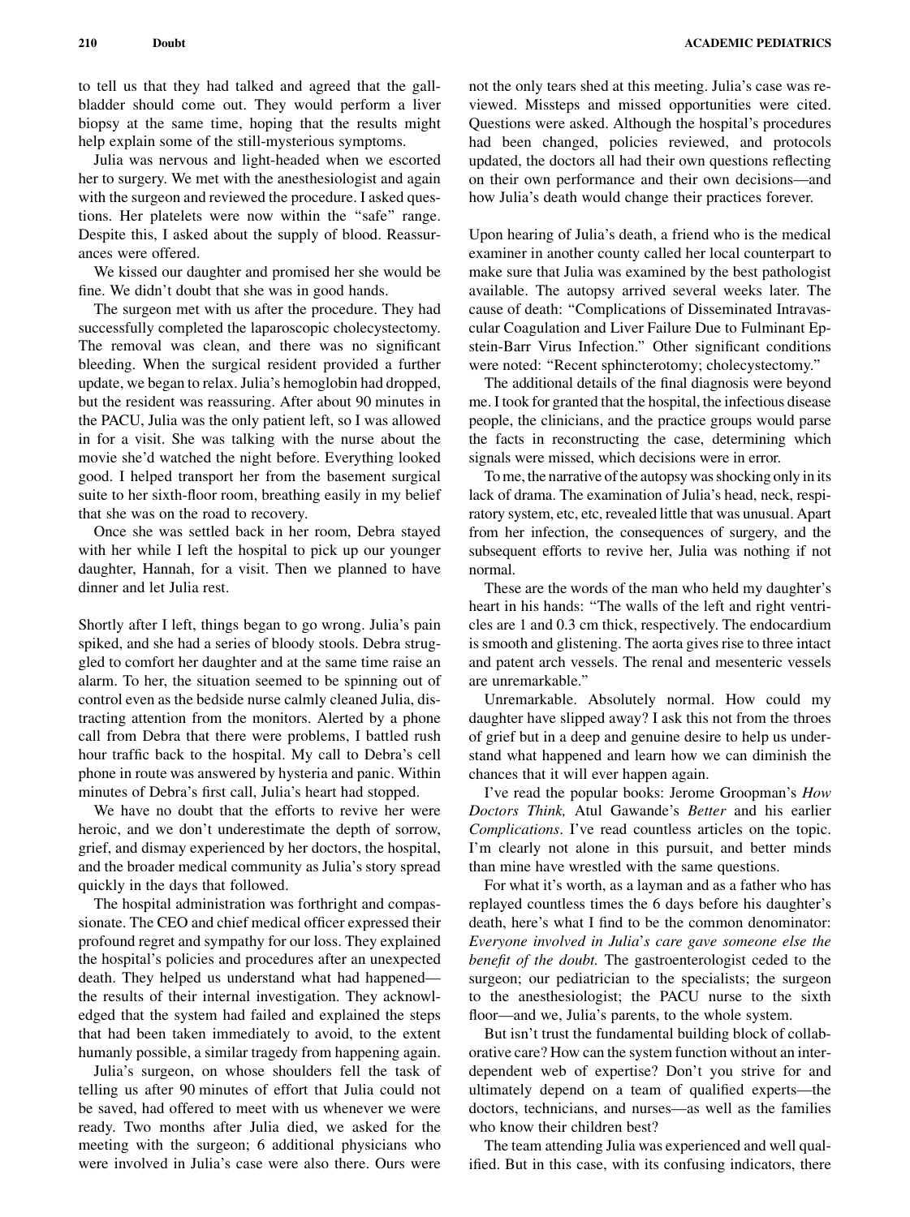to tell us that they had talked and agreed that the gallbladder should come out. They would perform a liver biopsy at the same time, hoping that the results might help explain some of the still-mysterious symptoms.

Julia was nervous and light-headed when we escorted her to surgery. We met with the anesthesiologist and again with the surgeon and reviewed the procedure. I asked questions. Her platelets were now within the "safe" range. Despite this, I asked about the supply of blood. Reassurances were offered.

We kissed our daughter and promised her she would be fine. We didn't doubt that she was in good hands.

The surgeon met with us after the procedure. They had successfully completed the laparoscopic cholecystectomy. The removal was clean, and there was no significant bleeding. When the surgical resident provided a further update, we began to relax. Julia's hemoglobin had dropped, but the resident was reassuring. After about 90 minutes in the PACU, Julia was the only patient left, so I was allowed in for a visit. She was talking with the nurse about the movie she'd watched the night before. Everything looked good. I helped transport her from the basement surgical suite to her sixth-floor room, breathing easily in my belief that she was on the road to recovery.

Once she was settled back in her room, Debra stayed with her while I left the hospital to pick up our younger daughter, Hannah, for a visit. Then we planned to have dinner and let Julia rest.

Shortly after I left, things began to go wrong. Julia's pain spiked, and she had a series of bloody stools. Debra struggled to comfort her daughter and at the same time raise an alarm. To her, the situation seemed to be spinning out of control even as the bedside nurse calmly cleaned Julia, distracting attention from the monitors. Alerted by a phone call from Debra that there were problems, I battled rush hour traffic back to the hospital. My call to Debra's cell phone in route was answered by hysteria and panic. Within minutes of Debra's first call, Julia's heart had stopped.

We have no doubt that the efforts to revive her were heroic, and we don't underestimate the depth of sorrow, grief, and dismay experienced by her doctors, the hospital, and the broader medical community as Julia's story spread quickly in the days that followed.

The hospital administration was forthright and compassionate. The CEO and chief medical officer expressed their profound regret and sympathy for our loss. They explained the hospital's policies and procedures after an unexpected death. They helped us understand what had happened—the results of their internal investigation. They acknowledged that the system had failed and explained the steps that had been taken immediately to avoid, to the extent humanly possible, a similar tragedy from happening again.

Julia's surgeon, on whose shoulders fell the task of telling us after 90 minutes of effort that Julia could not be saved, had offered to meet with us whenever we were ready. Two months after Julia died, we asked for the meeting with the surgeon; 6 additional physicians who were involved in Julia's case were also there. Ours were not the only tears shed at this meeting. Julia's case was reviewed. Missteps and missed opportunities were cited. Questions were asked. Although the hospital's procedures had been changed, policies reviewed, and protocols updated, the doctors all had their own questions reflecting on their own performance and their own decisions—and how Julia's death would change their practices forever.

Upon hearing of Julia's death, a friend who is the medical examiner in another county called her local counterpart to make sure that Julia was examined by the best pathologist available. The autopsy arrived several weeks later. The cause of death: "Complications of Disseminated Intravascular Coagulation and Liver Failure Due to Fulminant Epstein-Barr Virus Infection." Other significant conditions were noted: "Recent sphincterotomy; cholecystectomy."

The additional details of the final diagnosis were beyond me. I took for granted that the hospital, the infectious disease people, the clinicians, and the practice groups would parse the facts in reconstructing the case, determining which signals were missed, which decisions were in error.

To me, the narrative of the autopsy was shocking only in its lack of drama. The examination of Julia's head, neck, respiratory system, etc, etc, revealed little that was unusual. Apart from her infection, the consequences of surgery, and the subsequent efforts to revive her, Julia was nothing if not normal.

These are the words of the man who held my daughter's heart in his hands: "The walls of the left and right ventricles are 1 and 0.3 cm thick, respectively. The endocardium is smooth and glistening. The aorta gives rise to three intact and patent arch vessels. The renal and mesenteric vessels are unremarkable."

Unremarkable. Absolutely normal. How could my daughter have slipped away? I ask this not from the throes of grief but in a deep and genuine desire to help us understand what happened and learn how we can diminish the chances that it will ever happen again.

I've read the popular books: Jerome Groopman's *How Doctors Think,* Atul Gawande's *Better* and his earlier *Complications*. I've read countless articles on the topic. I'm clearly not alone in this pursuit, and better minds than mine have wrestled with the same questions.

For what it's worth, as a layman and as a father who has replayed countless times the 6 days before his daughter's death, here's what I find to be the common denominator: *Everyone involved in Julia's care gave someone else the benefit of the doubt.* The gastroenterologist ceded to the surgeon; our pediatrician to the specialists; the surgeon to the anesthesiologist; the PACU nurse to the sixth floor—and we, Julia's parents, to the whole system.

But isn't trust the fundamental building block of collaborative care? How can the system function without an interdependent web of expertise? Don't you strive for and ultimately depend on a team of qualified experts—the doctors, technicians, and nurses—as well as the families who know their children best?

The team attending Julia was experienced and well qualified. But in this case, with its confusing indicators, there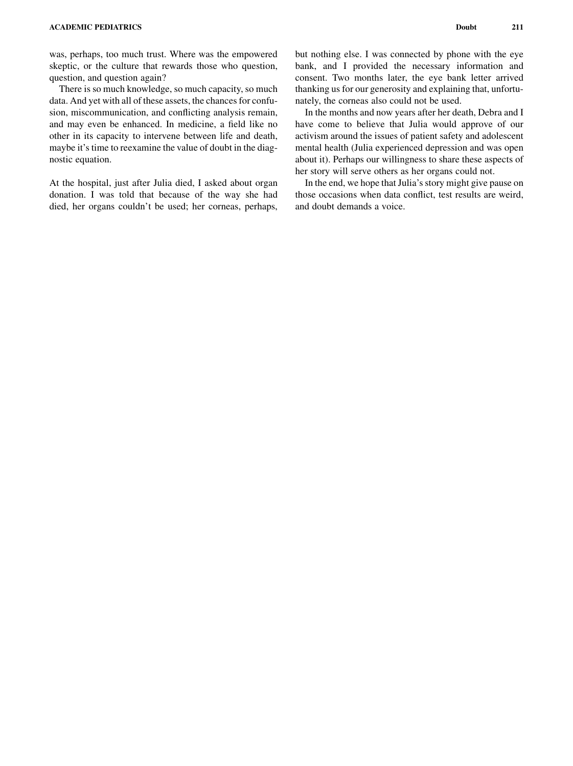was, perhaps, too much trust. Where was the empowered skeptic, or the culture that rewards those who question, question, and question again?

There is so much knowledge, so much capacity, so much data. And yet with all of these assets, the chances for confusion, miscommunication, and conflicting analysis remain, and may even be enhanced. In medicine, a field like no other in its capacity to intervene between life and death, maybe it's time to reexamine the value of doubt in the diagnostic equation.

At the hospital, just after Julia died, I asked about organ donation. I was told that because of the way she had died, her organs couldn't be used; her corneas, perhaps, but nothing else. I was connected by phone with the eye bank, and I provided the necessary information and consent. Two months later, the eye bank letter arrived thanking us for our generosity and explaining that, unfortunately, the corneas also could not be used.

In the months and now years after her death, Debra and I have come to believe that Julia would approve of our activism around the issues of patient safety and adolescent mental health (Julia experienced depression and was open about it). Perhaps our willingness to share these aspects of her story will serve others as her organs could not.

In the end, we hope that Julia's story might give pause on those occasions when data conflict, test results are weird, and doubt demands a voice.